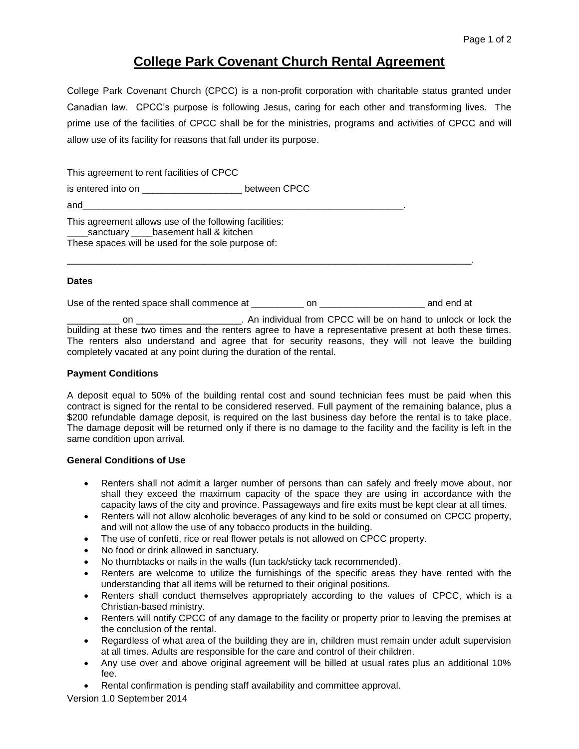# College Park Covenant Church Rental Agreement

College Park Covenant Church (CPCC) is a non-profit corporation with charitable status granted under Canadian law. CPCC's purpose is following Jesus, caring for each other and transforming lives. The prime use of the facilities of CPCC shall be for the ministries, programs and activities of CPCC and will allow use of its facility for reasons that fall under its purpose.

This agreement to rent facilities of CPCC

is entered into on ___________________ between CPCC

and_________________________________________________________________.

This agreement allows use of the following facilities:
____sanctuary ____basement hall & kitchen
These spaces will be used for the sole purpose of:

_________________________________________________________________________________.

**Dates**

Use of the rented space shall commence at __________ on ____________________ and end at __________ on ____________________. An individual from CPCC will be on hand to unlock or lock the building at these two times and the renters agree to have a representative present at both these times. The renters also understand and agree that for security reasons, they will not leave the building completely vacated at any point during the duration of the rental.

**Payment Conditions**

A deposit equal to 50% of the building rental cost and sound technician fees must be paid when this contract is signed for the rental to be considered reserved. Full payment of the remaining balance, plus a $200 refundable damage deposit, is required on the last business day before the rental is to take place. The damage deposit will be returned only if there is no damage to the facility and the facility is left in the same condition upon arrival.

**General Conditions of Use**

- Renters shall not admit a larger number of persons than can safely and freely move about, nor shall they exceed the maximum capacity of the space they are using in accordance with the capacity laws of the city and province. Passageways and fire exits must be kept clear at all times.
- Renters will not allow alcoholic beverages of any kind to be sold or consumed on CPCC property, and will not allow the use of any tobacco products in the building.
- The use of confetti, rice or real flower petals is not allowed on CPCC property.
- No food or drink allowed in sanctuary.
- No thumbtacks or nails in the walls (fun tack/sticky tack recommended).
- Renters are welcome to utilize the furnishings of the specific areas they have rented with the understanding that all items will be returned to their original positions.
- Renters shall conduct themselves appropriately according to the values of CPCC, which is a Christian-based ministry.
- Renters will notify CPCC of any damage to the facility or property prior to leaving the premises at the conclusion of the rental.
- Regardless of what area of the building they are in, children must remain under adult supervision at all times. Adults are responsible for the care and control of their children.
- Any use over and above original agreement will be billed at usual rates plus an additional 10% fee.
- Rental confirmation is pending staff availability and committee approval.

Version 1.0 September 2014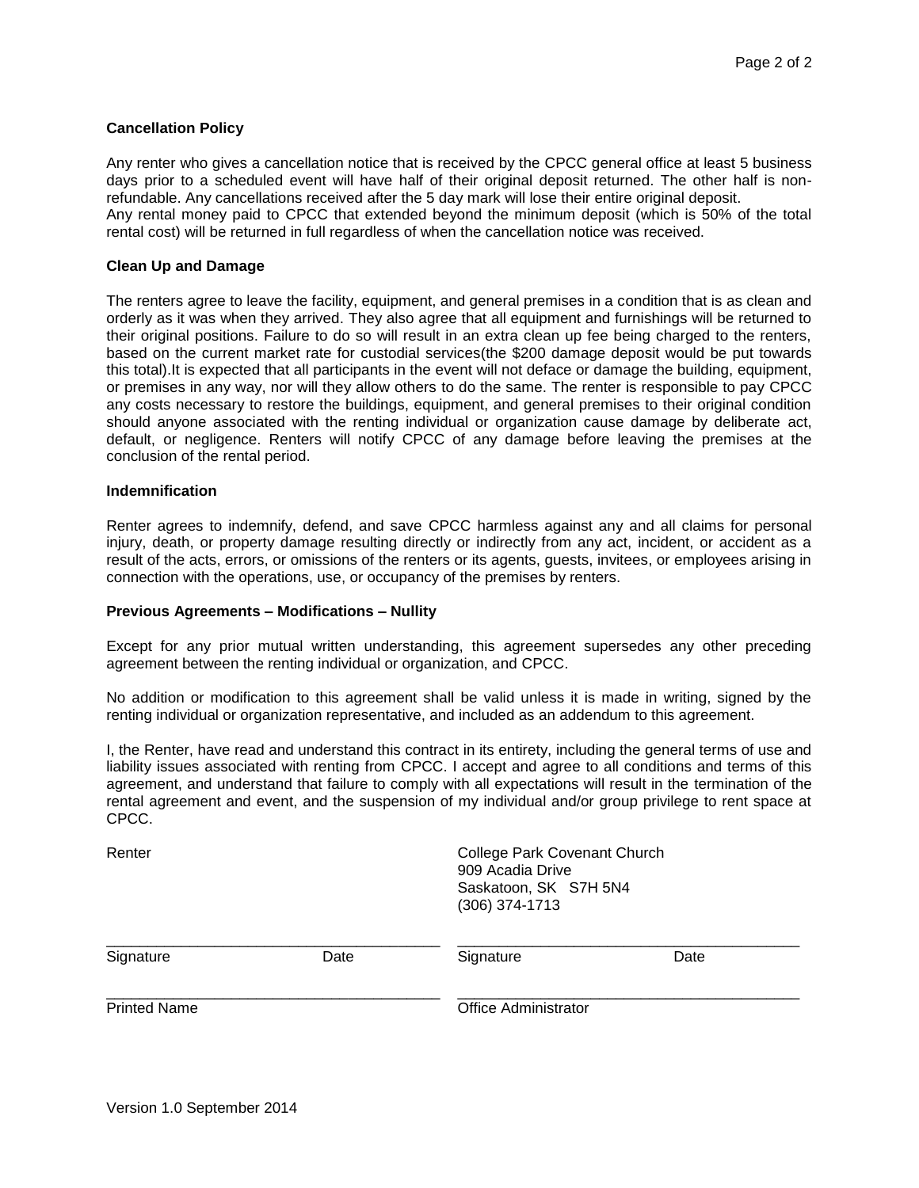**Cancellation Policy**

Any renter who gives a cancellation notice that is received by the CPCC general office at least 5 business days prior to a scheduled event will have half of their original deposit returned. The other half is non-refundable. Any cancellations received after the 5 day mark will lose their entire original deposit.
Any rental money paid to CPCC that extended beyond the minimum deposit (which is 50% of the total rental cost) will be returned in full regardless of when the cancellation notice was received.

**Clean Up and Damage**

The renters agree to leave the facility, equipment, and general premises in a condition that is as clean and orderly as it was when they arrived. They also agree that all equipment and furnishings will be returned to their original positions. Failure to do so will result in an extra clean up fee being charged to the renters, based on the current market rate for custodial services(the $200 damage deposit would be put towards this total).It is expected that all participants in the event will not deface or damage the building, equipment, or premises in any way, nor will they allow others to do the same. The renter is responsible to pay CPCC any costs necessary to restore the buildings, equipment, and general premises to their original condition should anyone associated with the renting individual or organization cause damage by deliberate act, default, or negligence. Renters will notify CPCC of any damage before leaving the premises at the conclusion of the rental period.

**Indemnification**

Renter agrees to indemnify, defend, and save CPCC harmless against any and all claims for personal injury, death, or property damage resulting directly or indirectly from any act, incident, or accident as a result of the acts, errors, or omissions of the renters or its agents, guests, invitees, or employees arising in connection with the operations, use, or occupancy of the premises by renters.

**Previous Agreements – Modifications – Nullity**

Except for any prior mutual written understanding, this agreement supersedes any other preceding agreement between the renting individual or organization, and CPCC.

No addition or modification to this agreement shall be valid unless it is made in writing, signed by the renting individual or organization representative, and included as an addendum to this agreement.

I, the Renter, have read and understand this contract in its entirety, including the general terms of use and liability issues associated with renting from CPCC. I accept and agree to all conditions and terms of this agreement, and understand that failure to comply with all expectations will result in the termination of the rental agreement and event, and the suspension of my individual and/or group privilege to rent space at CPCC.

Renter

College Park Covenant Church
909 Acadia Drive
Saskatoon, SK S7H 5N4
(306) 374-1713

\_\_\_\_\_\_\_\_\_\_\_\_\_\_\_\_\_\_\_\_\_\_\_\_\_\_\_\_\_\_\_\_\_\_\_\_\_\_\_\_
Signature Date

\_\_\_\_\_\_\_\_\_\_\_\_\_\_\_\_\_\_\_\_\_\_\_\_\_\_\_\_\_\_\_\_\_\_\_\_\_\_\_\_
Printed Name

\_\_\_\_\_\_\_\_\_\_\_\_\_\_\_\_\_\_\_\_\_\_\_\_\_\_\_\_\_\_\_\_\_\_\_\_\_\_\_\_
Signature Date

\_\_\_\_\_\_\_\_\_\_\_\_\_\_\_\_\_\_\_\_\_\_\_\_\_\_\_\_\_\_\_\_\_\_\_\_\_\_\_\_
Office Administrator

Version 1.0 September 2014